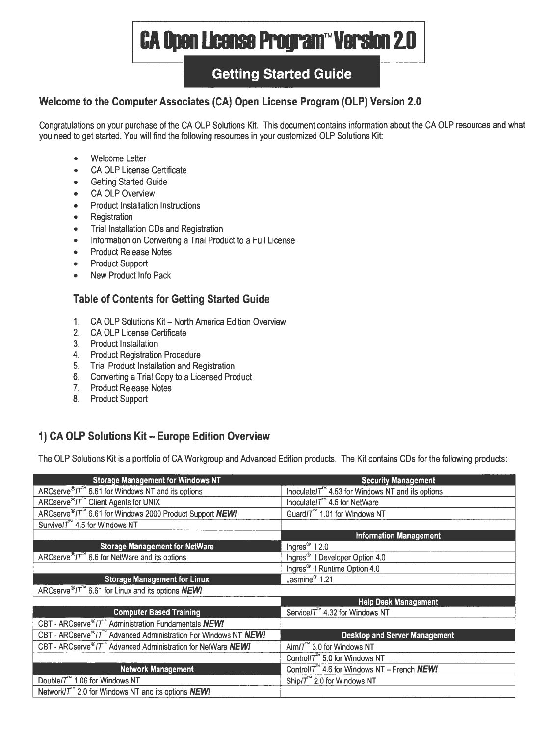# CA Open License Program™ Version 2.0

## Getting Started Guide

### Welcome to the Computer Associates (CA) Open License Program (OLP) Version 2.0

Congratulations on your purchase of the CA OLP Solutions Kit. This document contains information about the CA OLP resources and what you need to get started. You will find the following resources in your customized OLP Solutions Kit:

- Welcome Letter
- CA OLP License Certificate
- Getting Started Guide
- CA OLP Overview
- Product Installation Instructions
- Registration
- Trial Installation CDs and Registration
- Information on Converting a Trial Product to a Full License
- Product Release Notes
- Product Support
- New Product Info Pack

### Table of Contents for Getting Started Guide

1. CA OLP Solutions Kit – North America Edition Overview
2. CA OLP License Certificate
3. Product Installation
4. Product Registration Procedure
5. Trial Product Installation and Registration
6. Converting a Trial Copy to a Licensed Product
7. Product Release Notes
8. Product Support

### 1) CA OLP Solutions Kit – Europe Edition Overview

The OLP Solutions Kit is a portfolio of CA Workgroup and Advanced Edition products. The Kit contains CDs for the following products:

| **Storage Management for Windows NT** | **Security Management** |
|---|---|
| ARCserve®IT™ 6.61 for Windows NT and its options | Inoculate IT™ 4.53 for Windows NT and its options |
| ARCserve®IT™ Client Agents for UNIX | Inoculate IT™ 4.5 for NetWare |
| ARCserve®IT™ 6.61 for Windows 2000 Product Support ***NEW!*** | Guard IT™ 1.01 for Windows NT |
| Survive IT™ 4.5 for Windows NT | |
| | **Information Management** |
| **Storage Management for NetWare** | Ingres® II 2.0 |
| ARCserve®IT™ 6.6 for NetWare and its options | Ingres® II Developer Option 4.0 |
| | Ingres® II Runtime Option 4.0 |
| **Storage Management for Linux** | Jasmine® 1.21 |
| ARCserve®IT™ 6.61 for Linux and its options ***NEW!*** | |
| | **Help Desk Management** |
| **Computer Based Training** | Service IT™ 4.32 for Windows NT |
| CBT - ARCserve®IT™ Administration Fundamentals ***NEW!*** | |
| CBT - ARCserve®IT™ Advanced Administration For Windows NT ***NEW!*** | **Desktop and Server Management** |
| CBT - ARCserve®IT™ Advanced Administration for NetWare ***NEW!*** | Aim IT™ 3.0 for Windows NT |
| | Control IT™ 5.0 for Windows NT |
| **Network Management** | Control IT™ 4.6 for Windows NT – French ***NEW!*** |
| Double IT™ 1.06 for Windows NT | Ship IT™ 2.0 for Windows NT |
| Network IT™ 2.0 for Windows NT and its options ***NEW!*** | |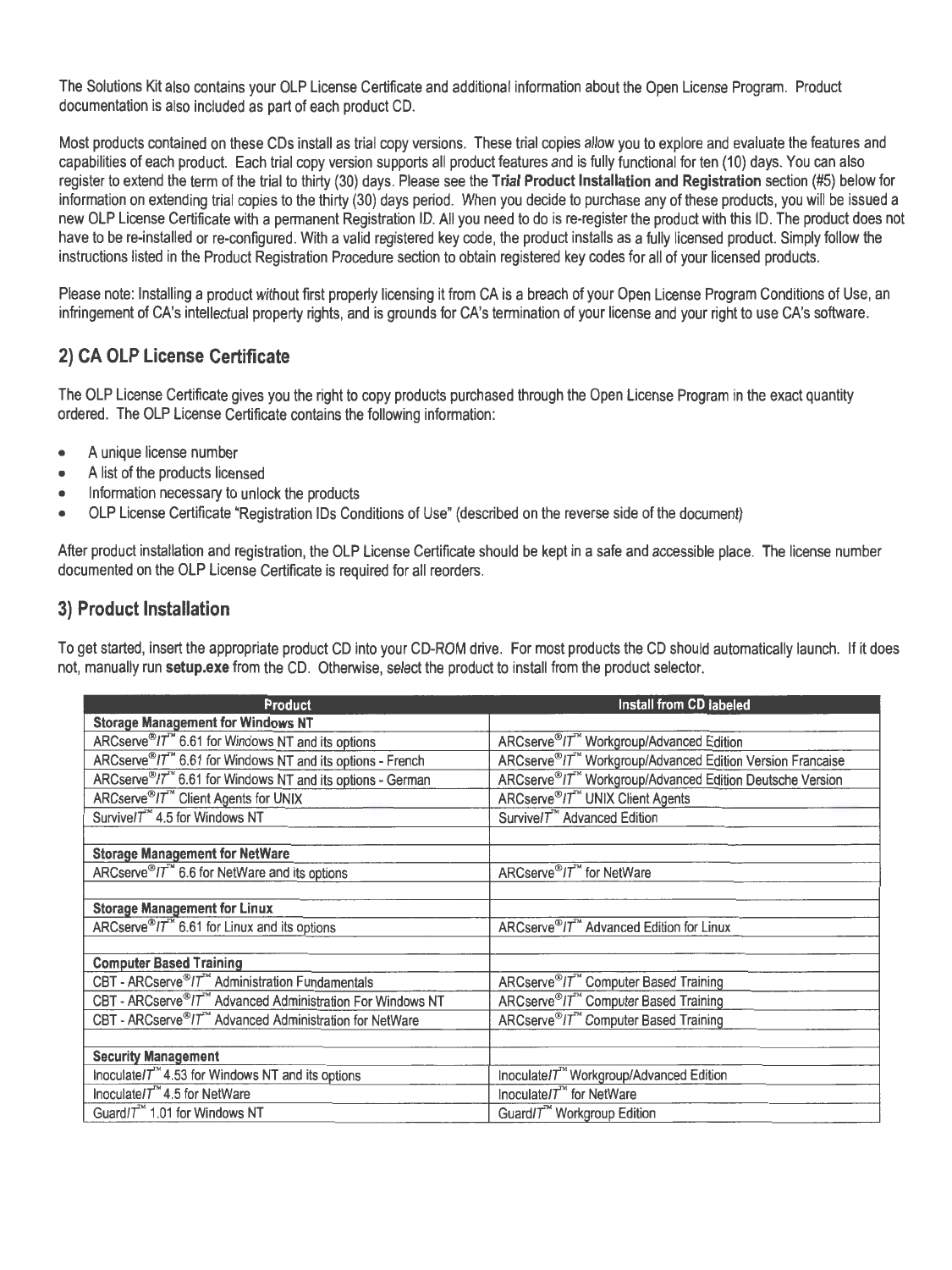The Solutions Kit also contains your OLP License Certificate and additional information about the Open License Program. Product documentation is also included as part of each product CD.

Most products contained on these CDs install as trial copy versions. These trial copies allow you to explore and evaluate the features and capabilities of each product. Each trial copy version supports all product features and is fully functional for ten (10) days. You can also register to extend the term of the trial to thirty (30) days. Please see the **Trial Product Installation and Registration** section (#5) below for information on extending trial copies to the thirty (30) days period. When you decide to purchase any of these products, you will be issued a new OLP License Certificate with a permanent Registration ID. All you need to do is re-register the product with this ID. The product does not have to be re-installed or re-configured. With a valid registered key code, the product installs as a fully licensed product. Simply follow the instructions listed in the Product Registration Procedure section to obtain registered key codes for all of your licensed products.

Please note: Installing a product without first properly licensing it from CA is a breach of your Open License Program Conditions of Use, an infringement of CA's intellectual property rights, and is grounds for CA's termination of your license and your right to use CA's software.

## 2) CA OLP License Certificate

The OLP License Certificate gives you the right to copy products purchased through the Open License Program in the exact quantity ordered. The OLP License Certificate contains the following information:

- A unique license number
- A list of the products licensed
- Information necessary to unlock the products
- OLP License Certificate "Registration IDs Conditions of Use" (described on the reverse side of the document)

After product installation and registration, the OLP License Certificate should be kept in a safe and accessible place. The license number documented on the OLP License Certificate is required for all reorders.

## 3) Product Installation

To get started, insert the appropriate product CD into your CD-ROM drive. For most products the CD should automatically launch. If it does not, manually run **setup.exe** from the CD. Otherwise, select the product to install from the product selector.

| Product | Install from CD labeled |
|---|---|
| **Storage Management for Windows NT** | |
| ARCserve®*IT*™ 6.61 for Windows NT and its options | ARCserve®*IT*™ Workgroup/Advanced Edition |
| ARCserve®*IT*™ 6.61 for Windows NT and its options - French | ARCserve®*IT*™ Workgroup/Advanced Edition Version Francaise |
| ARCserve®*IT*™ 6.61 for Windows NT and its options - German | ARCserve®*IT*™ Workgroup/Advanced Edition Deutsche Version |
| ARCserve®*IT*™ Client Agents for UNIX | ARCserve®*IT*™ UNIX Client Agents |
| Survive*IT*™ 4.5 for Windows NT | Survive*IT*™ Advanced Edition |
| | |
| **Storage Management for NetWare** | |
| ARCserve®*IT*™ 6.6 for NetWare and its options | ARCserve®*IT*™ for NetWare |
| | |
| **Storage Management for Linux** | |
| ARCserve®*IT*™ 6.61 for Linux and its options | ARCserve®*IT*™ Advanced Edition for Linux |
| | |
| **Computer Based Training** | |
| CBT - ARCserve®*IT*™ Administration Fundamentals | ARCserve®*IT*™ Computer Based Training |
| CBT - ARCserve®*IT*™ Advanced Administration For Windows NT | ARCserve®*IT*™ Computer Based Training |
| CBT - ARCserve®*IT*™ Advanced Administration for NetWare | ARCserve®*IT*™ Computer Based Training |
| | |
| **Security Management** | |
| Inoculate*IT*™ 4.53 for Windows NT and its options | Inoculate*IT*™ Workgroup/Advanced Edition |
| Inoculate*IT*™ 4.5 for NetWare | Inoculate*IT*™ for NetWare |
| Guard*IT*™ 1.01 for Windows NT | Guard*IT*™ Workgroup Edition |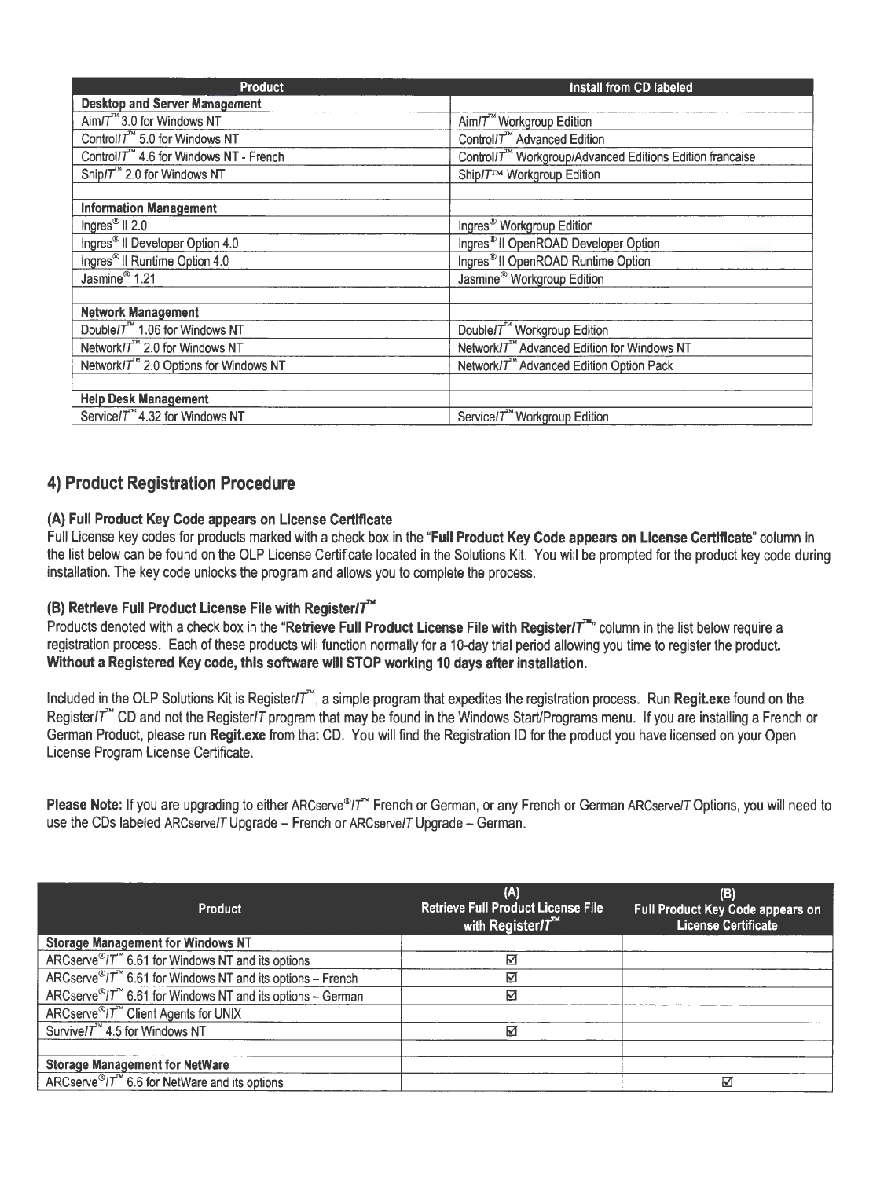| Product | Install from CD labeled |
|---|---|
| **Desktop and Server Management** | |
| Aim/*IT*™ 3.0 for Windows NT | Aim/*IT*™ Workgroup Edition |
| Control/*IT*™ 5.0 for Windows NT | Control/*IT*™ Advanced Edition |
| Control/*IT*™ 4.6 for Windows NT - French | Control/*IT*™ Workgroup/Advanced Editions Edition francaise |
| Ship/*IT*™ 2.0 for Windows NT | Ship/*IT*™ Workgroup Edition |
| | |
| **Information Management** | |
| Ingres® II 2.0 | Ingres® Workgroup Edition |
| Ingres® II Developer Option 4.0 | Ingres® II OpenROAD Developer Option |
| Ingres® II Runtime Option 4.0 | Ingres® II OpenROAD Runtime Option |
| Jasmine® 1.21 | Jasmine® Workgroup Edition |
| | |
| **Network Management** | |
| Double/*IT*™ 1.06 for Windows NT | Double/*IT*™ Workgroup Edition |
| Network/*IT*™ 2.0 for Windows NT | Network/*IT*™ Advanced Edition for Windows NT |
| Network/*IT*™ 2.0 Options for Windows NT | Network/*IT*™ Advanced Edition Option Pack |
| | |
| **Help Desk Management** | |
| Service/*IT*™ 4.32 for Windows NT | Service/*IT*™ Workgroup Edition |

## 4) Product Registration Procedure

### (A) Full Product Key Code appears on License Certificate

Full License key codes for products marked with a check box in the "**Full Product Key Code appears on License Certificate**" column in the list below can be found on the OLP License Certificate located in the Solutions Kit. You will be prompted for the product key code during installation. The key code unlocks the program and allows you to complete the process.

### (B) Retrieve Full Product License File with Register/*IT*™

Products denoted with a check box in the "**Retrieve Full Product License File with Register/*IT*™**" column in the list below require a registration process. Each of these products will function normally for a 10-day trial period allowing you time to register the product. **Without a Registered Key code, this software will STOP working 10 days after installation.**

Included in the OLP Solutions Kit is Register/*IT*™, a simple program that expedites the registration process. Run **Regit.exe** found on the Register/*IT*™ CD and not the Register/*IT* program that may be found in the Windows Start/Programs menu. If you are installing a French or German Product, please run **Regit.exe** from that CD. You will find the Registration ID for the product you have licensed on your Open License Program License Certificate.

**Please Note:** If you are upgrading to either ARCserve®/*IT*™ French or German, or any French or German ARCserve/*IT* Options, you will need to use the CDs labeled ARCserve/*IT* Upgrade – French or ARCserve/*IT* Upgrade – German.

| Product | (A) Retrieve Full Product License File with Register/*IT*™ | (B) Full Product Key Code appears on License Certificate |
|---|---|---|
| **Storage Management for Windows NT** | | |
| ARCserve®/*IT*™ 6.61 for Windows NT and its options | ☑ | |
| ARCserve®/*IT*™ 6.61 for Windows NT and its options – French | ☑ | |
| ARCserve®/*IT*™ 6.61 for Windows NT and its options – German | ☑ | |
| ARCserve®/*IT*™ Client Agents for UNIX | | |
| Survive/*IT*™ 4.5 for Windows NT | ☑ | |
| | | |
| **Storage Management for NetWare** | | |
| ARCserve®/*IT*™ 6.6 for NetWare and its options | | ☑ |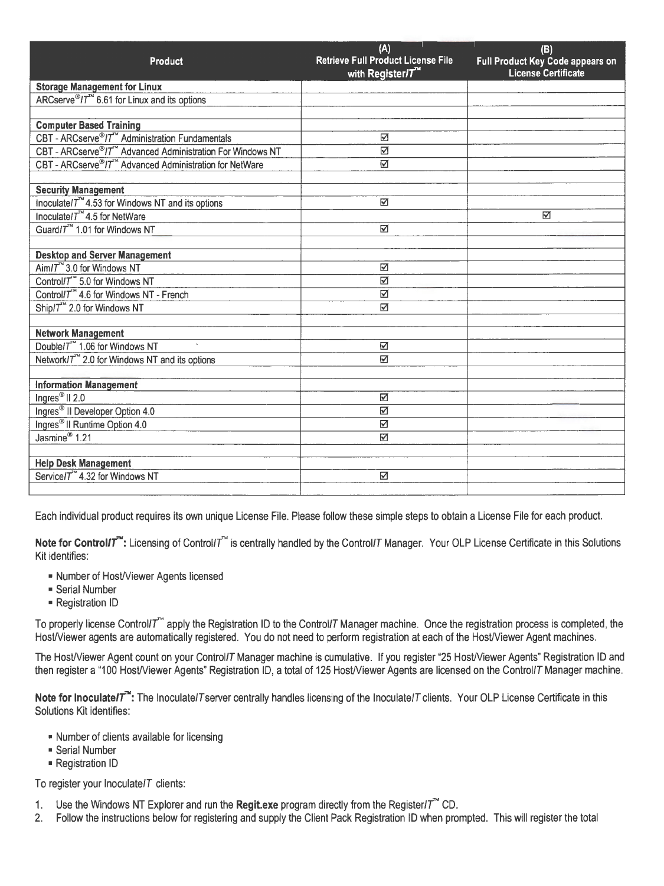| Product | (A) Retrieve Full Product License File with Register*IT*™ | (B) Full Product Key Code appears on License Certificate |
|---|---|---|
| **Storage Management for Linux** | | |
| ARCserve®*IT*™ 6.61 for Linux and its options | | |
| | | |
| **Computer Based Training** | | |
| CBT - ARCserve®*IT*™ Administration Fundamentals | ☑ | |
| CBT - ARCserve®*IT*™ Advanced Administration For Windows NT | ☑ | |
| CBT - ARCserve®*IT*™ Advanced Administration for NetWare | ☑ | |
| | | |
| **Security Management** | | |
| Inoculate*IT*™ 4.53 for Windows NT and its options | ☑ | |
| Inoculate*IT*™ 4.5 for NetWare | | ☑ |
| Guard*IT*™ 1.01 for Windows NT | ☑ | |
| | | |
| **Desktop and Server Management** | | |
| Aim*IT*™ 3.0 for Windows NT | ☑ | |
| Control*IT*™ 5.0 for Windows NT | ☑ | |
| Control*IT*™ 4.6 for Windows NT - French | ☑ | |
| Ship*IT*™ 2.0 for Windows NT | ☑ | |
| | | |
| **Network Management** | | |
| Double*IT*™ 1.06 for Windows NT | ☑ | |
| Network*IT*™ 2.0 for Windows NT and its options | ☑ | |
| | | |
| **Information Management** | | |
| Ingres® II 2.0 | ☑ | |
| Ingres® II Developer Option 4.0 | ☑ | |
| Ingres® II Runtime Option 4.0 | ☑ | |
| Jasmine® 1.21 | ☑ | |
| | | |
| **Help Desk Management** | | |
| Service*IT*™ 4.32 for Windows NT | ☑ | |
| | | |

Each individual product requires its own unique License File. Please follow these simple steps to obtain a License File for each product.

**Note for Control*IT*™:** Licensing of Control*IT*™ is centrally handled by the Control*IT* Manager. Your OLP License Certificate in this Solutions Kit identifies:

- Number of Host/Viewer Agents licensed
- Serial Number
- Registration ID

To properly license Control*IT*™ apply the Registration ID to the Control*IT* Manager machine. Once the registration process is completed, the Host/Viewer agents are automatically registered. You do not need to perform registration at each of the Host/Viewer Agent machines.

The Host/Viewer Agent count on your Control*IT* Manager machine is cumulative. If you register "25 Host/Viewer Agents" Registration ID and then register a "100 Host/Viewer Agents" Registration ID, a total of 125 Host/Viewer Agents are licensed on the Control*IT* Manager machine.

**Note for Inoculate*IT*™:** The Inoculate*IT* server centrally handles licensing of the Inoculate*IT* clients. Your OLP License Certificate in this Solutions Kit identifies:

- Number of clients available for licensing
- Serial Number
- Registration ID

To register your Inoculate*IT* clients:

1. Use the Windows NT Explorer and run the **Regit.exe** program directly from the Register*IT*™ CD.
2. Follow the instructions below for registering and supply the Client Pack Registration ID when prompted. This will register the total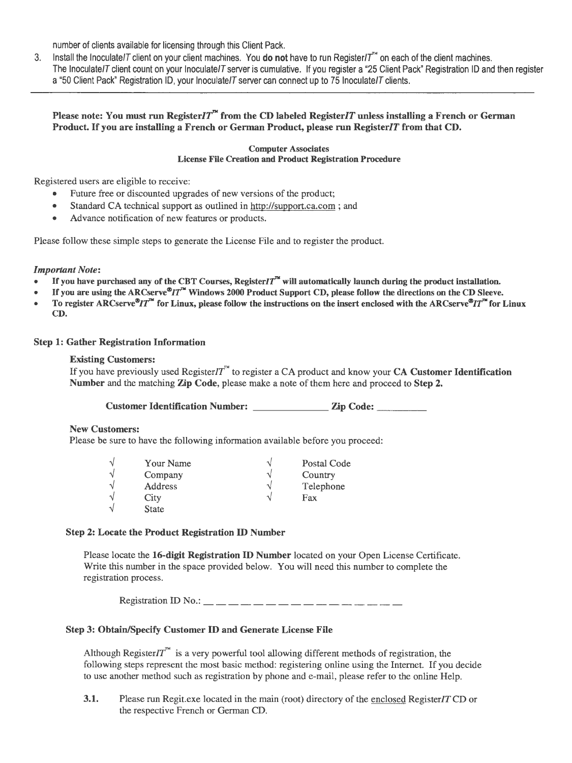number of clients available for licensing through this Client Pack.

3. Install the Inoculate*IT* client on your client machines. You **do not** have to run Register*IT*™ on each of the client machines. The Inoculate*IT* client count on your Inoculate*IT* server is cumulative. If you register a "25 Client Pack" Registration ID and then register a "50 Client Pack" Registration ID, your Inoculate*IT* server can connect up to 75 Inoculate*IT* clients.

---

**Please note: You must run Register*IT*™ from the CD labeled Register*IT* unless installing a French or German Product. If you are installing a French or German Product, please run Register*IT* from that CD.**

**Computer Associates**
**License File Creation and Product Registration Procedure**

Registered users are eligible to receive:

- Future free or discounted upgrades of new versions of the product;
- Standard CA technical support as outlined in http://support.ca.com ; and
- Advance notification of new features or products.

Please follow these simple steps to generate the License File and to register the product.

***Important Note*:**

- **If you have purchased any of the CBT Courses, Register*IT*™ will automatically launch during the product installation.**
- **If you are using the ARCserve®*IT*™ Windows 2000 Product Support CD, please follow the directions on the CD Sleeve.**
- **To register ARCserve®*IT*™ for Linux, please follow the instructions on the insert enclosed with the ARCserve®*IT*™ for Linux CD.**

### Step 1: Gather Registration Information

**Existing Customers:**

If you have previously used Register*IT*™ to register a CA product and know your **CA Customer Identification Number** and the matching **Zip Code**, please make a note of them here and proceed to **Step 2.**

**Customer Identification Number: ______________ Zip Code: _________**

**New Customers:**

Please be sure to have the following information available before you proceed:

- √ Your Name
- √ Company
- √ Address
- √ City
- √ State
- √ Postal Code
- √ Country
- √ Telephone
- √ Fax

### Step 2: Locate the Product Registration ID Number

Please locate the **16-digit Registration ID Number** located on your Open License Certificate. Write this number in the space provided below. You will need this number to complete the registration process.

Registration ID No.: __ __ __ __ __ __ __ __ __ __ __ __ __ __ __ __

### Step 3: Obtain/Specify Customer ID and Generate License File

Although Register*IT*™ is a very powerful tool allowing different methods of registration, the following steps represent the most basic method: registering online using the Internet. If you decide to use another method such as registration by phone and e-mail, please refer to the online Help.

**3.1.** Please run Regit.exe located in the main (root) directory of the enclosed Register*IT* CD or the respective French or German CD.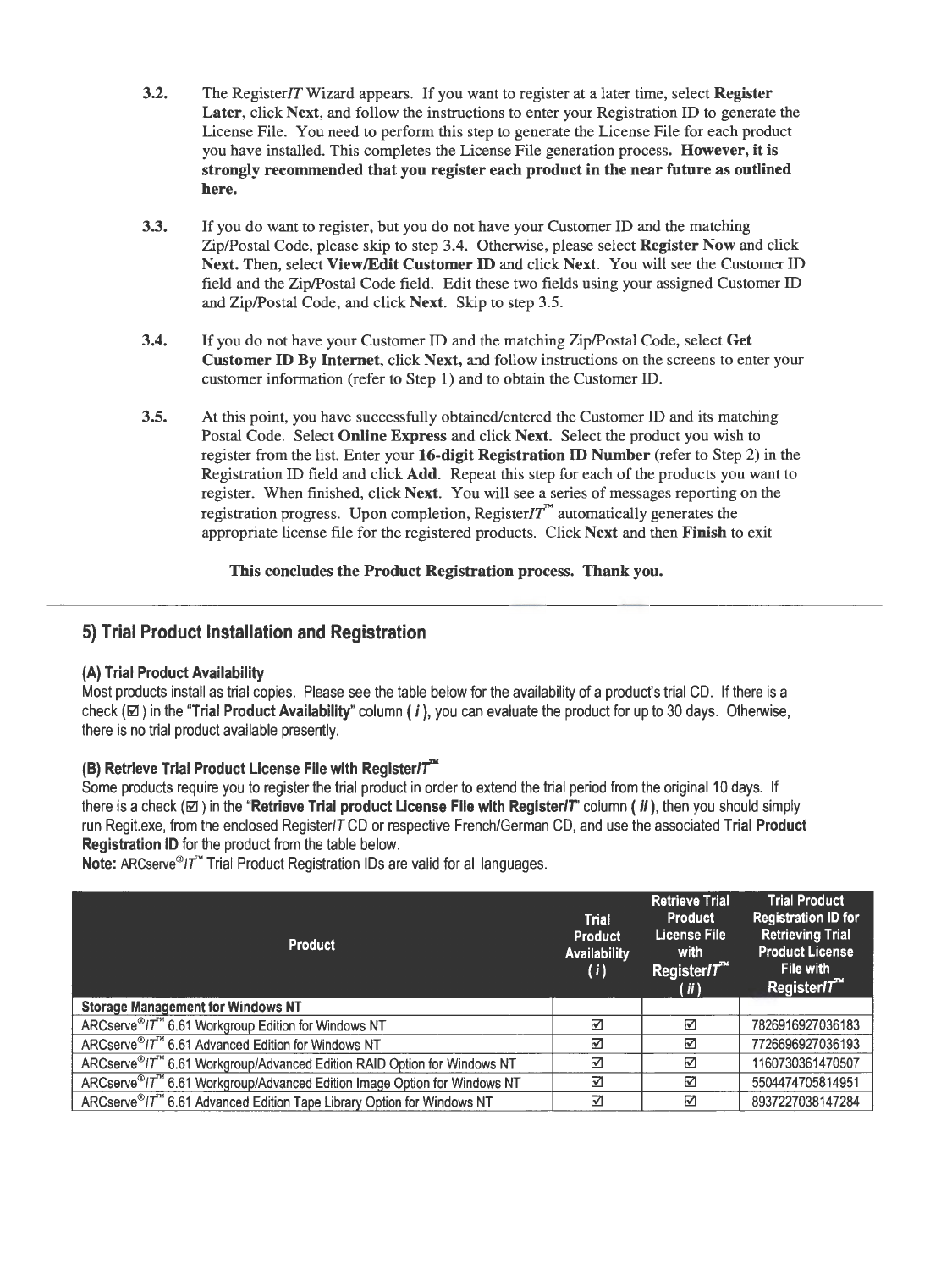3.2. The Register*IT* Wizard appears. If you want to register at a later time, select **Register Later**, click **Next**, and follow the instructions to enter your Registration ID to generate the License File. You need to perform this step to generate the License File for each product you have installed. This completes the License File generation process. **However, it is strongly recommended that you register each product in the near future as outlined here.**

3.3. If you do want to register, but you do not have your Customer ID and the matching Zip/Postal Code, please skip to step 3.4. Otherwise, please select **Register Now** and click **Next.** Then, select **View/Edit Customer ID** and click **Next**. You will see the Customer ID field and the Zip/Postal Code field. Edit these two fields using your assigned Customer ID and Zip/Postal Code, and click **Next**. Skip to step 3.5.

3.4. If you do not have your Customer ID and the matching Zip/Postal Code, select **Get Customer ID By Internet**, click **Next,** and follow instructions on the screens to enter your customer information (refer to Step 1) and to obtain the Customer ID.

3.5. At this point, you have successfully obtained/entered the Customer ID and its matching Postal Code. Select **Online Express** and click **Next**. Select the product you wish to register from the list. Enter your **16-digit Registration ID Number** (refer to Step 2) in the Registration ID field and click **Add**. Repeat this step for each of the products you want to register. When finished, click **Next**. You will see a series of messages reporting on the registration progress. Upon completion, Register*IT*™ automatically generates the appropriate license file for the registered products. Click **Next** and then **Finish** to exit

**This concludes the Product Registration process. Thank you.**

---

## 5) Trial Product Installation and Registration

### (A) Trial Product Availability

Most products install as trial copies. Please see the table below for the availability of a product's trial CD. If there is a check (☑) in the "**Trial Product Availability**" column ( *i* ), you can evaluate the product for up to 30 days. Otherwise, there is no trial product available presently.

### (B) Retrieve Trial Product License File with Register*IT*™

Some products require you to register the trial product in order to extend the trial period from the original 10 days. If there is a check (☑) in the "**Retrieve Trial product License File with RegisterIT**" column ( *ii* ), then you should simply run Regit.exe, from the enclosed Register*IT* CD or respective French/German CD, and use the associated **Trial Product Registration ID** for the product from the table below.

**Note:** ARCserve®*IT*™ Trial Product Registration IDs are valid for all languages.

| Product | Trial Product Availability ( *i* ) | Retrieve Trial Product License File with Register*IT*™ ( *ii* ) | Trial Product Registration ID for Retrieving Trial Product License File with Register*IT*™ |
|---|---|---|---|
| **Storage Management for Windows NT** | | | |
| ARCserve®*IT*™ 6.61 Workgroup Edition for Windows NT | ☑ | ☑ | 7826916927036183 |
| ARCserve®*IT*™ 6.61 Advanced Edition for Windows NT | ☑ | ☑ | 7726696927036193 |
| ARCserve®*IT*™ 6.61 Workgroup/Advanced Edition RAID Option for Windows NT | ☑ | ☑ | 1160730361470507 |
| ARCserve®*IT*™ 6.61 Workgroup/Advanced Edition Image Option for Windows NT | ☑ | ☑ | 5504474705814951 |
| ARCserve®*IT*™ 6.61 Advanced Edition Tape Library Option for Windows NT | ☑ | ☑ | 8937227038147284 |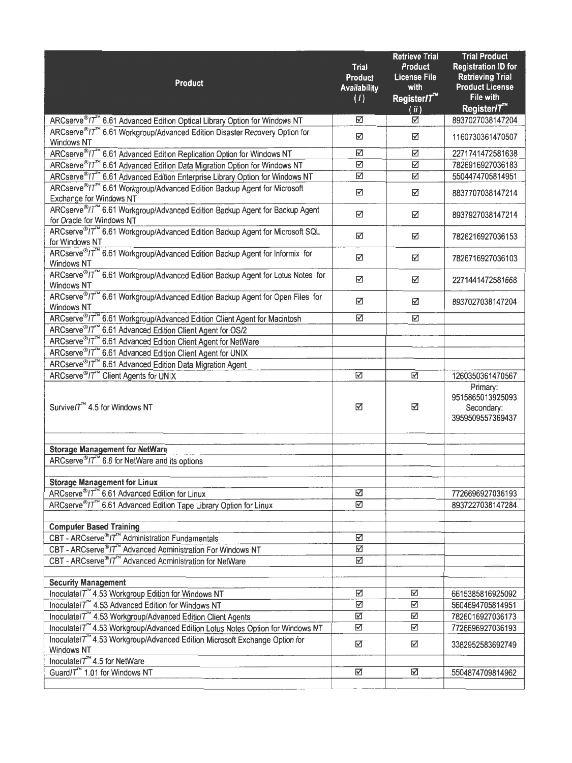| Product | Trial Product Availability (*i*) | Retrieve Trial Product License File with Register*IT*™ (*ii*) | Trial Product Registration ID for Retrieving Trial Product License File with Register*IT*™ |
|---|---|---|---|
| ARCserve®/*IT*™ 6.61 Advanced Edition Optical Library Option for Windows NT | ☑ | ☑ | 8937027038147204 |
| ARCserve®/*IT*™ 6.61 Workgroup/Advanced Edition Disaster Recovery Option for Windows NT | ☑ | ☑ | 1160730361470507 |
| ARCserve®/*IT*™ 6.61 Advanced Edition Replication Option for Windows NT | ☑ | ☑ | 2271741472581638 |
| ARCserve®/*IT*™ 6.61 Advanced Edition Data Migration Option for Windows NT | ☑ | ☑ | 7826916927036183 |
| ARCserve®/*IT*™ 6.61 Advanced Edition Enterprise Library Option for Windows NT | ☑ | ☑ | 5504474705814951 |
| ARCserve®/*IT*™ 6.61 Workgroup/Advanced Edition Backup Agent for Microsoft Exchange for Windows NT | ☑ | ☑ | 8837707038147214 |
| ARCserve®/*IT*™ 6.61 Workgroup/Advanced Edition Backup Agent for Backup Agent for Oracle for Windows NT | ☑ | ☑ | 8937927038147214 |
| ARCserve®/*IT*™ 6.61 Workgroup/Advanced Edition Backup Agent for Microsoft SQL for Windows NT | ☑ | ☑ | 7826216927036153 |
| ARCserve®/*IT*™ 6.61 Workgroup/Advanced Edition Backup Agent for Informix for Windows NT | ☑ | ☑ | 7826716927036103 |
| ARCserve®/*IT*™ 6.61 Workgroup/Advanced Edition Backup Agent for Lotus Notes for Windows NT | ☑ | ☑ | 2271441472581668 |
| ARCserve®/*IT*™ 6.61 Workgroup/Advanced Edition Backup Agent for Open Files for Windows NT | ☑ | ☑ | 8937027038147204 |
| ARCserve®/*IT*™ 6.61 Workgroup/Advanced Edition Client Agent for Macintosh | ☑ | ☑ | |
| ARCserve®/*IT*™ 6.61 Advanced Edition Client Agent for OS/2 | | | |
| ARCserve®/*IT*™ 6.61 Advanced Edition Client Agent for NetWare | | | |
| ARCserve®/*IT*™ 6.61 Advanced Edition Client Agent for UNIX | | | |
| ARCserve®/*IT*™ 6.61 Advanced Edition Data Migration Agent | | | |
| ARCserve®/*IT*™ Client Agents for UNIX | ☑ | ☑ | 1260350361470567 |
| Survive*IT*™ 4.5 for Windows NT | ☑ | ☑ | Primary: 9515865013925093 Secondary: 3959509557369437 |
| | | | |
| **Storage Management for NetWare** | | | |
| ARCserve®/*IT*™ 6.6 for NetWare and its options | | | |
| | | | |
| **Storage Management for Linux** | | | |
| ARCserve®/*IT*™ 6.61 Advanced Edition for Linux | ☑ | | 7726696927036193 |
| ARCserve®/*IT*™ 6.61 Advanced Edition Tape Library Option for Linux | ☑ | | 8937227038147284 |
| | | | |
| **Computer Based Training** | | | |
| CBT - ARCserve®/*IT*™ Administration Fundamentals | ☑ | | |
| CBT - ARCserve®/*IT*™ Advanced Administration For Windows NT | ☑ | | |
| CBT - ARCserve®/*IT*™ Advanced Administration for NetWare | ☑ | | |
| | | | |
| **Security Management** | | | |
| Inoculate*IT*™ 4.53 Workgroup Edition for Windows NT | ☑ | ☑ | 6615385816925092 |
| Inoculate*IT*™ 4.53 Advanced Edition for Windows NT | ☑ | ☑ | 5604694705814951 |
| Inoculate*IT*™ 4.53 Workgroup/Advanced Edition Client Agents | ☑ | ☑ | 7826016927036173 |
| Inoculate*IT*™ 4.53 Workgroup/Advanced Edition Lotus Notes Option for Windows NT | ☑ | ☑ | 7726696927036193 |
| Inoculate*IT*™ 4.53 Workgroup/Advanced Edition Microsoft Exchange Option for Windows NT | ☑ | ☑ | 3382952583692749 |
| Inoculate*IT*™ 4.5 for NetWare | | | |
| Guard*IT*™ 1.01 for Windows NT | ☑ | ☑ | 5504874709814962 |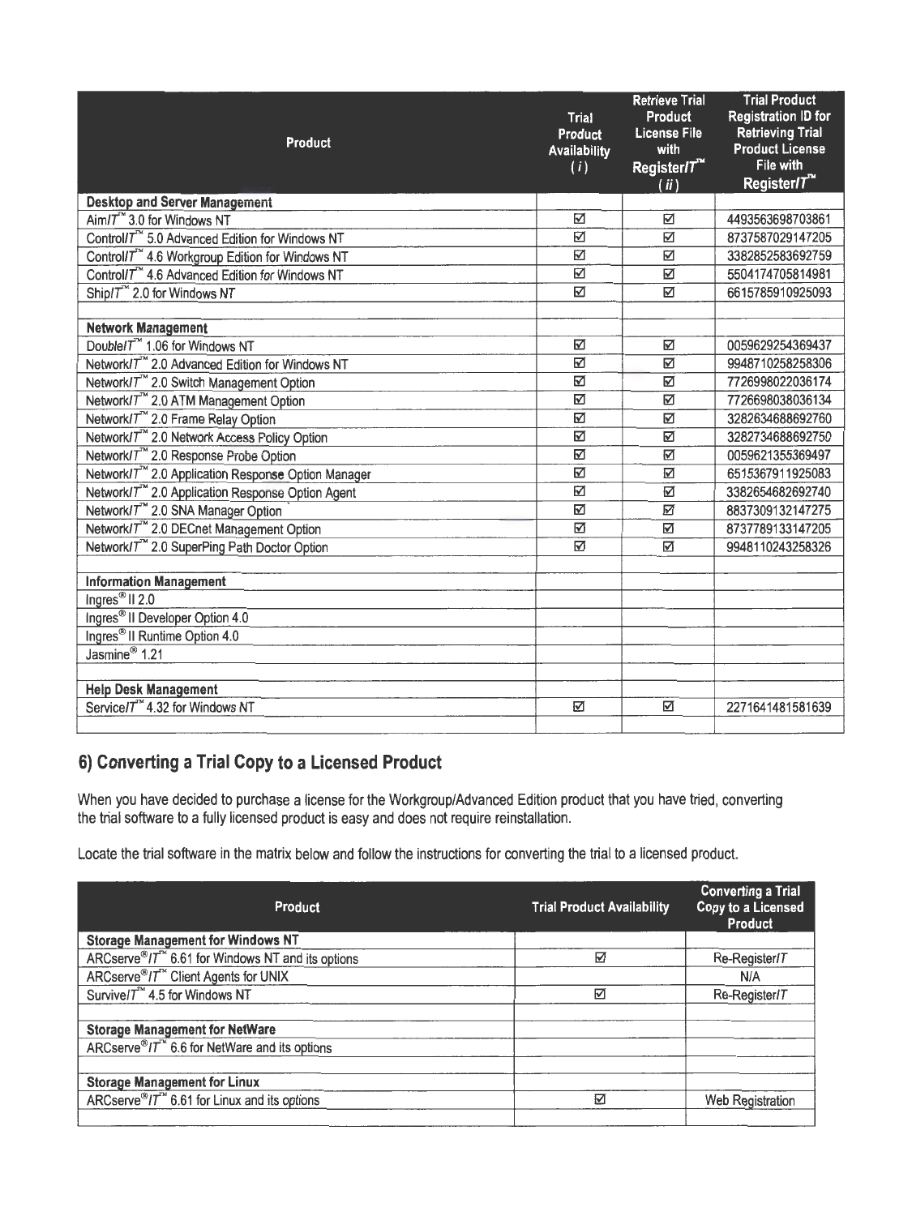| Product | Trial Product Availability ( *i* ) | Retrieve Trial Product License File with Register*IT*™ ( *ii* ) | Trial Product Registration ID for Retrieving Trial Product License File with Register*IT*™ |
|---|---|---|---|
| **Desktop and Server Management** | | | |
| Aim*IT*™ 3.0 for Windows NT | ☑ | ☑ | 4493563698703861 |
| Control*IT*™ 5.0 Advanced Edition for Windows NT | ☑ | ☑ | 8737587029147205 |
| Control*IT*™ 4.6 Workgroup Edition for Windows NT | ☑ | ☑ | 3382852583692759 |
| Control*IT*™ 4.6 Advanced Edition for Windows NT | ☑ | ☑ | 5504174705814981 |
| Ship*IT*™ 2.0 for Windows NT | ☑ | ☑ | 6615785910925093 |
| | | | |
| **Network Management** | | | |
| Double*IT*™ 1.06 for Windows NT | ☑ | ☑ | 0059629254369437 |
| Network*IT*™ 2.0 Advanced Edition for Windows NT | ☑ | ☑ | 9948710258258306 |
| Network*IT*™ 2.0 Switch Management Option | ☑ | ☑ | 7726998022036174 |
| Network*IT*™ 2.0 ATM Management Option | ☑ | ☑ | 7726698038036134 |
| Network*IT*™ 2.0 Frame Relay Option | ☑ | ☑ | 3282634688692760 |
| Network*IT*™ 2.0 Network Access Policy Option | ☑ | ☑ | 3282734688692750 |
| Network*IT*™ 2.0 Response Probe Option | ☑ | ☑ | 0059621355369497 |
| Network*IT*™ 2.0 Application Response Option Manager | ☑ | ☑ | 6515367911925083 |
| Network*IT*™ 2.0 Application Response Option Agent | ☑ | ☑ | 3382654682692740 |
| Network*IT*™ 2.0 SNA Manager Option | ☑ | ☑ | 8837309132147275 |
| Network*IT*™ 2.0 DECnet Management Option | ☑ | ☑ | 8737789133147205 |
| Network*IT*™ 2.0 SuperPing Path Doctor Option | ☑ | ☑ | 9948110243258326 |
| | | | |
| **Information Management** | | | |
| Ingres® II 2.0 | | | |
| Ingres® II Developer Option 4.0 | | | |
| Ingres® II Runtime Option 4.0 | | | |
| Jasmine® 1.21 | | | |
| | | | |
| **Help Desk Management** | | | |
| Service*IT*™ 4.32 for Windows NT | ☑ | ☑ | 2271641481581639 |
| | | | |

## 6) Converting a Trial Copy to a Licensed Product

When you have decided to purchase a license for the Workgroup/Advanced Edition product that you have tried, converting the trial software to a fully licensed product is easy and does not require reinstallation.

Locate the trial software in the matrix below and follow the instructions for converting the trial to a licensed product.

| Product | Trial Product Availability | Converting a Trial Copy to a Licensed Product |
|---|---|---|
| **Storage Management for Windows NT** | | |
| ARCserve®*IT*™ 6.61 for Windows NT and its options | ☑ | Re-Register*IT* |
| ARCserve®*IT*™ Client Agents for UNIX | | N/A |
| Survive*IT*™ 4.5 for Windows NT | ☑ | Re-Register*IT* |
| | | |
| **Storage Management for NetWare** | | |
| ARCserve®*IT*™ 6.6 for NetWare and its options | | |
| | | |
| **Storage Management for Linux** | | |
| ARCserve®*IT*™ 6.61 for Linux and its options | ☑ | Web Registration |
| | | |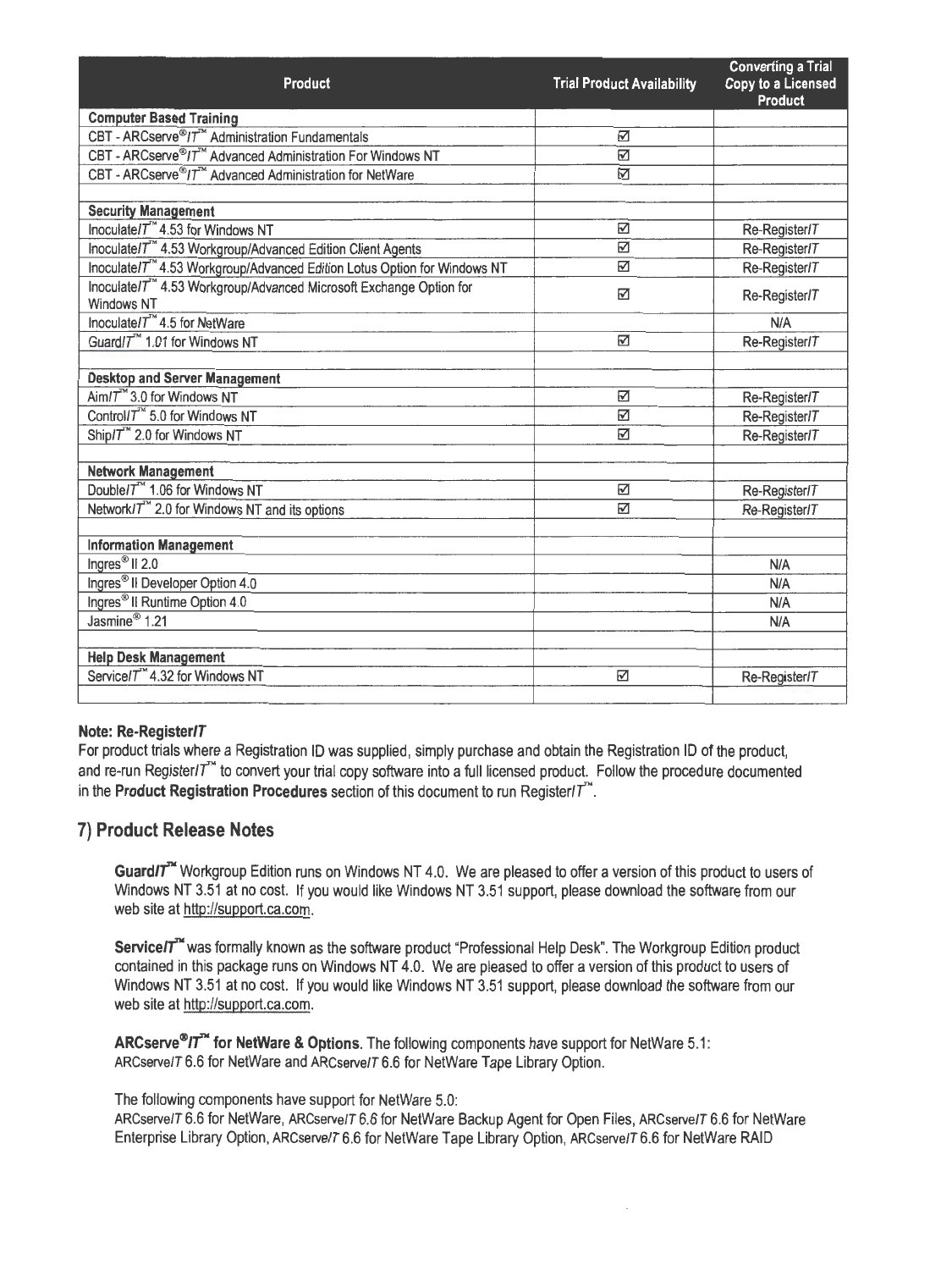| Product | Trial Product Availability | Converting a Trial Copy to a Licensed Product |
|---|---|---|
| **Computer Based Training** | | |
| CBT - ARCserve®/*IT*™ Administration Fundamentals | ☑ | |
| CBT - ARCserve®/*IT*™ Advanced Administration For Windows NT | ☑ | |
| CBT - ARCserve®/*IT*™ Advanced Administration for NetWare | ☑ | |
| | | |
| **Security Management** | | |
| Inoculate*IT*™ 4.53 for Windows NT | ☑ | Re-Register*IT* |
| Inoculate*IT*™ 4.53 Workgroup/Advanced Edition Client Agents | ☑ | Re-Register*IT* |
| Inoculate*IT*™ 4.53 Workgroup/Advanced Edition Lotus Option for Windows NT | ☑ | Re-Register*IT* |
| Inoculate*IT*™ 4.53 Workgroup/Advanced Microsoft Exchange Option for Windows NT | ☑ | Re-Register*IT* |
| Inoculate*IT*™ 4.5 for NetWare | | N/A |
| Guard*IT*™ 1.01 for Windows NT | ☑ | Re-Register*IT* |
| | | |
| **Desktop and Server Management** | | |
| Aim*IT*™ 3.0 for Windows NT | ☑ | Re-Register*IT* |
| Control*IT*™ 5.0 for Windows NT | ☑ | Re-Register*IT* |
| Ship*IT*™ 2.0 for Windows NT | ☑ | Re-Register*IT* |
| | | |
| **Network Management** | | |
| Double*IT*™ 1.06 for Windows NT | ☑ | Re-Register*IT* |
| Network*IT*™ 2.0 for Windows NT and its options | ☑ | Re-Register*IT* |
| | | |
| **Information Management** | | |
| Ingres® II 2.0 | | N/A |
| Ingres® II Developer Option 4.0 | | N/A |
| Ingres® II Runtime Option 4.0 | | N/A |
| Jasmine® 1.21 | | N/A |
| | | |
| **Help Desk Management** | | |
| Service*IT*™ 4.32 for Windows NT | ☑ | Re-Register*IT* |
| | | |

**Note: Re-Register*IT***

For product trials where a Registration ID was supplied, simply purchase and obtain the Registration ID of the product, and re-run Register*IT*™ to convert your trial copy software into a full licensed product. Follow the procedure documented in the **Product Registration Procedures** section of this document to run Register*IT*™.

## 7) Product Release Notes

**Guard*IT*™** Workgroup Edition runs on Windows NT 4.0. We are pleased to offer a version of this product to users of Windows NT 3.51 at no cost. If you would like Windows NT 3.51 support, please download the software from our web site at http://support.ca.com.

**Service*IT*™** was formally known as the software product "Professional Help Desk". The Workgroup Edition product contained in this package runs on Windows NT 4.0. We are pleased to offer a version of this product to users of Windows NT 3.51 at no cost. If you would like Windows NT 3.51 support, please download the software from our web site at http://support.ca.com.

**ARCserve®*IT*™ for NetWare & Options**. The following components have support for NetWare 5.1: ARCserve*IT* 6.6 for NetWare and ARCserve*IT* 6.6 for NetWare Tape Library Option.

The following components have support for NetWare 5.0: ARCserve*IT* 6.6 for NetWare, ARCserve*IT* 6.6 for NetWare Backup Agent for Open Files, ARCserve*IT* 6.6 for NetWare Enterprise Library Option, ARCserve*IT* 6.6 for NetWare Tape Library Option, ARCserve*IT* 6.6 for NetWare RAID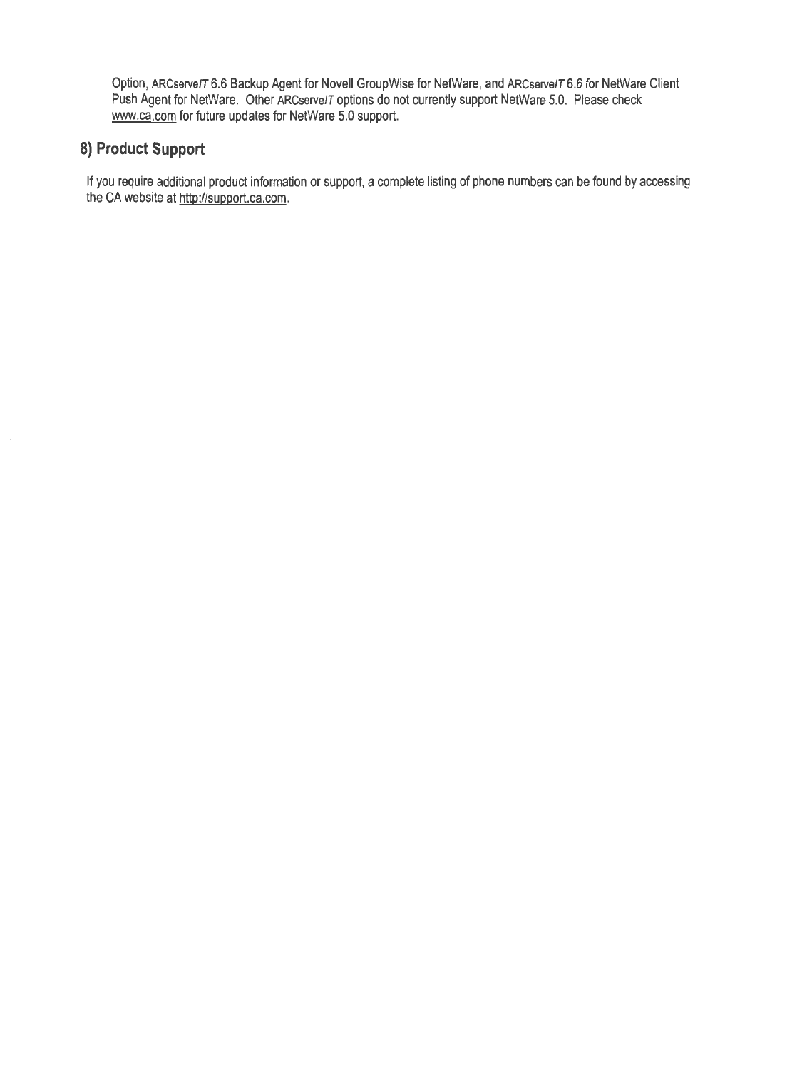Option, ARCserve*IT* 6.6 Backup Agent for Novell GroupWise for NetWare, and ARCserve*IT* 6.6 for NetWare Client Push Agent for NetWare. Other ARCserve*IT* options do not currently support NetWare 5.0. Please check www.ca.com for future updates for NetWare 5.0 support.

## 8) Product Support

If you require additional product information or support, a complete listing of phone numbers can be found by accessing the CA website at http://support.ca.com.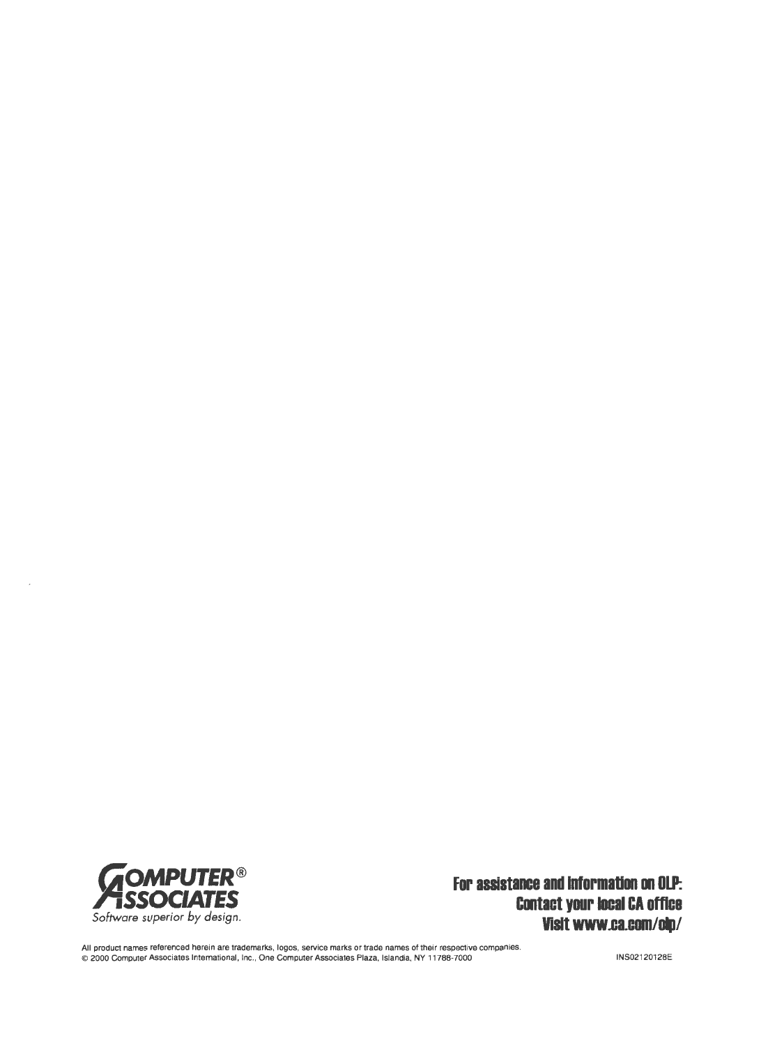**COMPUTER® ASSOCIATES**

*Software superior by design.*

**For assistance and information on OLP:**
**Contact your local CA office**
**Visit www.ca.com/olp/**

All product names referenced herein are trademarks, logos, service marks or trade names of their respective companies.
© 2000 Computer Associates International, Inc., One Computer Associates Plaza, Islandia, NY 11788-7000

INS02120128E